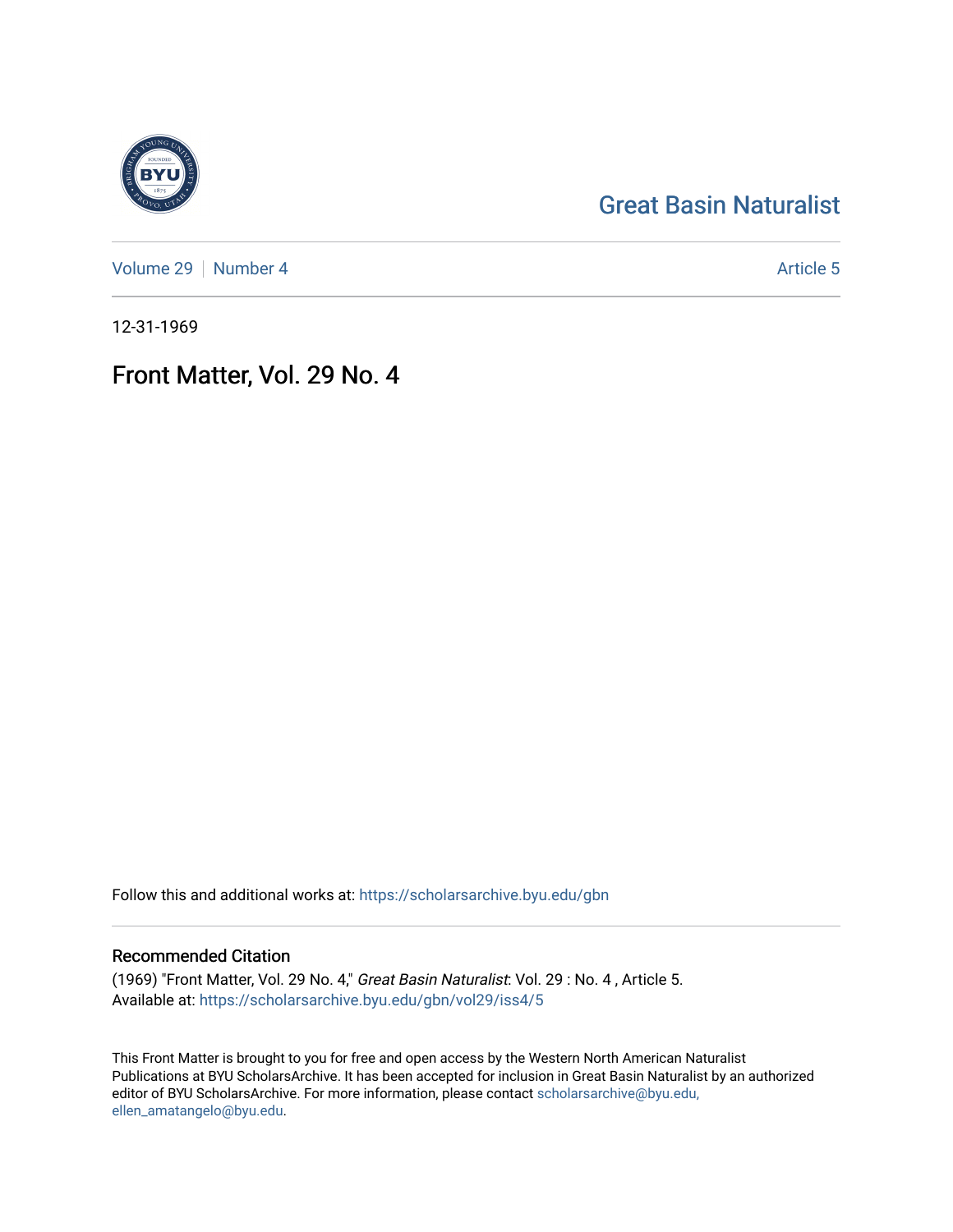Great Basin Naturalist

Volume 29 | Number 4 | Article 5

12-31-1969

# Front Matter, Vol. 29 No. 4

Follow this and additional works at: https://scholarsarchive.byu.edu/gbn

## Recommended Citation

(1969) "Front Matter, Vol. 29 No. 4," *Great Basin Naturalist*: Vol. 29 : No. 4 , Article 5.
Available at: https://scholarsarchive.byu.edu/gbn/vol29/iss4/5

This Front Matter is brought to you for free and open access by the Western North American Naturalist Publications at BYU ScholarsArchive. It has been accepted for inclusion in Great Basin Naturalist by an authorized editor of BYU ScholarsArchive. For more information, please contact scholarsarchive@byu.edu, ellen_amatangelo@byu.edu.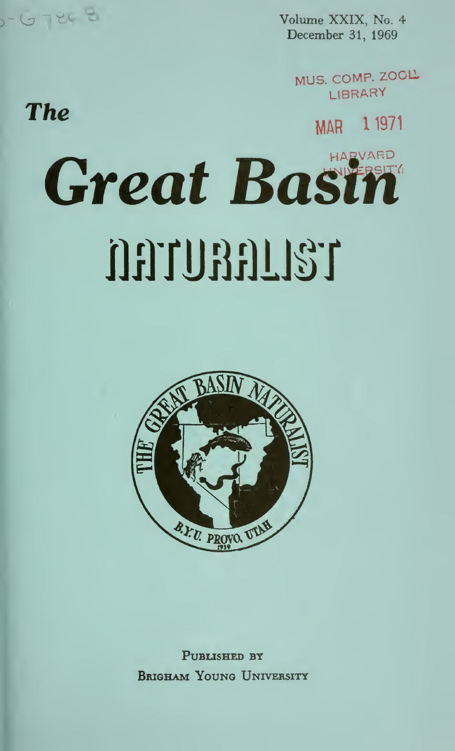Volume XXIX, No. 4
December 31, 1969

MUS. COMP. ZOOL.
LIBRARY

MAR 1 1971

HARVARD
UNIVERSITY

# The Great Basin NATURALIST

Published by
Brigham Young University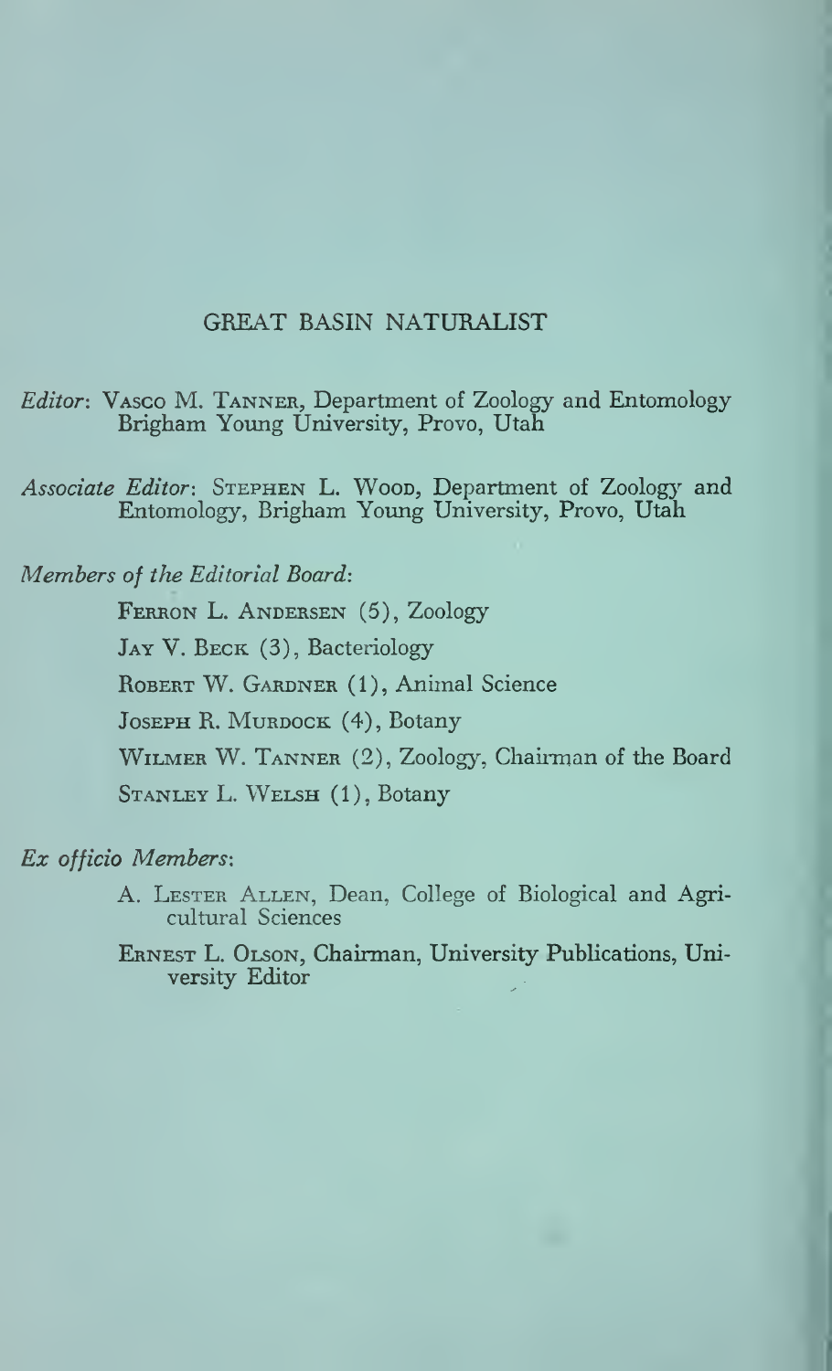# GREAT BASIN NATURALIST

*Editor*: Vasco M. Tanner, Department of Zoology and Entomology Brigham Young University, Provo, Utah

*Associate Editor*: Stephen L. Wood, Department of Zoology and Entomology, Brigham Young University, Provo, Utah

*Members of the Editorial Board*:

Ferron L. Andersen (5), Zoology

Jay V. Beck (3), Bacteriology

Robert W. Gardner (1), Animal Science

Joseph R. Murdock (4), Botany

Wilmer W. Tanner (2), Zoology, Chairman of the Board

Stanley L. Welsh (1), Botany

*Ex officio Members*:

A. Lester Allen, Dean, College of Biological and Agricultural Sciences

Ernest L. Olson, Chairman, University Publications, University Editor